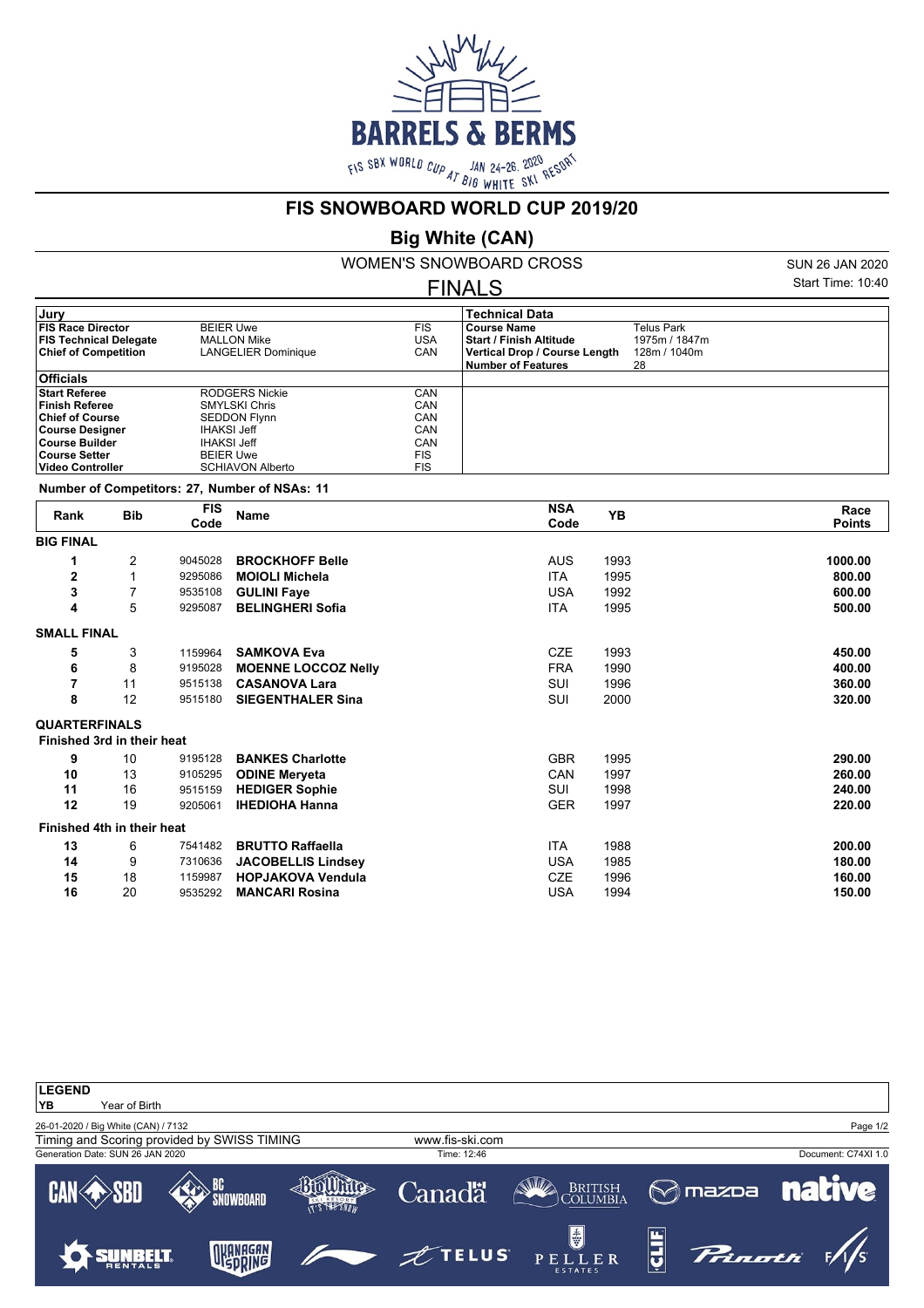BARRELS & BERMS

FIS SBX WORLD CUP AT BIG WHITE SKI RESORT JAN 24-26, 2020

# FIS SNOWBOARD WORLD CUP 2019/20

## Big White (CAN)

WOMEN'S SNOWBOARD CROSS

SUN 26 JAN 2020

## FINALS

Start Time: 10:40

| Jury | | |
|---|---|---|
| **FIS Race Director** | BEIER Uwe | FIS |
| **FIS Technical Delegate** | MALLON Mike | USA |
| **Chief of Competition** | LANGELIER Dominique | CAN |

| Technical Data | |
|---|---|
| **Course Name** | Telus Park |
| **Start / Finish Altitude** | 1975m / 1847m |
| **Vertical Drop / Course Length** | 128m / 1040m |
| **Number of Features** | 28 |

| Officials | | |
|---|---|---|
| **Start Referee** | RODGERS Nickie | CAN |
| **Finish Referee** | SMYLSKI Chris | CAN |
| **Chief of Course** | SEDDON Flynn | CAN |
| **Course Designer** | IHAKSI Jeff | CAN |
| **Course Builder** | IHAKSI Jeff | CAN |
| **Course Setter** | BEIER Uwe | FIS |
| **Video Controller** | SCHIAVON Alberto | FIS |

**Number of Competitors: 27, Number of NSAs: 11**

| Rank | Bib | FIS Code | Name | NSA Code | YB | Race Points |
|---|---|---|---|---|---|---|
| **BIG FINAL** | | | | | | |
| 1 | 2 | 9045028 | **BROCKHOFF Belle** | AUS | 1993 | **1000.00** |
| 2 | 1 | 9295086 | **MOIOLI Michela** | ITA | 1995 | **800.00** |
| 3 | 7 | 9535108 | **GULINI Faye** | USA | 1992 | **600.00** |
| 4 | 5 | 9295087 | **BELINGHERI Sofia** | ITA | 1995 | **500.00** |
| **SMALL FINAL** | | | | | | |
| 5 | 3 | 1159964 | **SAMKOVA Eva** | CZE | 1993 | **450.00** |
| 6 | 8 | 9195028 | **MOENNE LOCCOZ Nelly** | FRA | 1990 | **400.00** |
| 7 | 11 | 9515138 | **CASANOVA Lara** | SUI | 1996 | **360.00** |
| 8 | 12 | 9515180 | **SIEGENTHALER Sina** | SUI | 2000 | **320.00** |
| **QUARTERFINALS** | | | | | | |
| **Finished 3rd in their heat** | | | | | | |
| 9 | 10 | 9195128 | **BANKES Charlotte** | GBR | 1995 | **290.00** |
| 10 | 13 | 9105295 | **ODINE Meryeta** | CAN | 1997 | **260.00** |
| 11 | 16 | 9515159 | **HEDIGER Sophie** | SUI | 1998 | **240.00** |
| 12 | 19 | 9205061 | **IHEDIOHA Hanna** | GER | 1997 | **220.00** |
| **Finished 4th in their heat** | | | | | | |
| 13 | 6 | 7541482 | **BRUTTO Raffaella** | ITA | 1988 | **200.00** |
| 14 | 9 | 7310636 | **JACOBELLIS Lindsey** | USA | 1985 | **180.00** |
| 15 | 18 | 1159987 | **HOPJAKOVA Vendula** | CZE | 1996 | **160.00** |
| 16 | 20 | 9535292 | **MANCARI Rosina** | USA | 1994 | **150.00** |

**LEGEND**

**YB** Year of Birth

26-01-2020 / Big White (CAN) / 7132

Timing and Scoring provided by SWISS TIMING

www.fis-ski.com

Generation Date: SUN 26 JAN 2020

Time: 12:46

Document: C74XI 1.0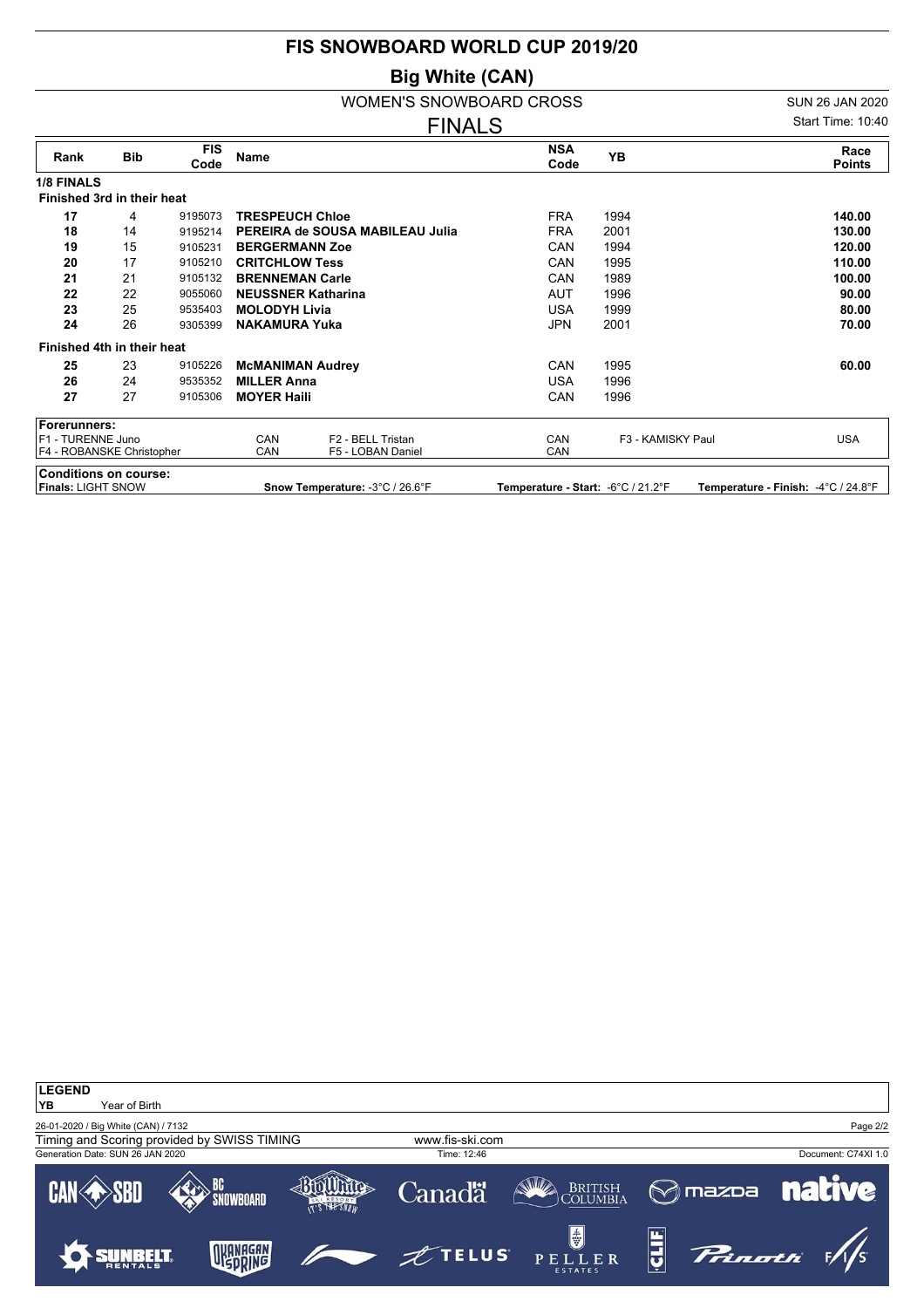# FIS SNOWBOARD WORLD CUP 2019/20

## Big White (CAN)

WOMEN'S SNOWBOARD CROSS — SUN 26 JAN 2020

FINALS — Start Time: 10:40

| Rank | Bib | FIS Code | Name | NSA Code | YB | Race Points |
|---|---|---|---|---|---|---|
| **1/8 FINALS** | | | | | | |
| **Finished 3rd in their heat** | | | | | | |
| 17 | 4 | 9195073 | **TRESPEUCH Chloe** | FRA | 1994 | **140.00** |
| 18 | 14 | 9195214 | **PEREIRA de SOUSA MABILEAU Julia** | FRA | 2001 | **130.00** |
| 19 | 15 | 9105231 | **BERGERMANN Zoe** | CAN | 1994 | **120.00** |
| 20 | 17 | 9105210 | **CRITCHLOW Tess** | CAN | 1995 | **110.00** |
| 21 | 21 | 9105132 | **BRENNEMAN Carle** | CAN | 1989 | **100.00** |
| 22 | 22 | 9055060 | **NEUSSNER Katharina** | AUT | 1996 | **90.00** |
| 23 | 25 | 9535403 | **MOLODYH Livia** | USA | 1999 | **80.00** |
| 24 | 26 | 9305399 | **NAKAMURA Yuka** | JPN | 2001 | **70.00** |
| **Finished 4th in their heat** | | | | | | |
| 25 | 23 | 9105226 | **McMANIMAN Audrey** | CAN | 1995 | **60.00** |
| 26 | 24 | 9535352 | **MILLER Anna** | USA | 1996 | |
| 27 | 27 | 9105306 | **MOYER Haili** | CAN | 1996 | |

**Forerunners:**

| | | | | | |
|---|---|---|---|---|---|
| F1 - TURENNE Juno | CAN | F2 - BELL Tristan | CAN | F3 - KAMISKY Paul | USA |
| F4 - ROBANSKE Christopher | CAN | F5 - LOBAN Daniel | CAN | | |

**Conditions on course:**

**Finals:** LIGHT SNOW — **Snow Temperature:** -3°C / 26.6°F — **Temperature - Start:** -6°C / 21.2°F — **Temperature - Finish:** -4°C / 24.8°F

**LEGEND**

**YB** Year of Birth

26-01-2020 / Big White (CAN) / 7132

Timing and Scoring provided by SWISS TIMING — www.fis-ski.com

Generation Date: SUN 26 JAN 2020 — Time: 12:46 — Document: C74XI 1.0